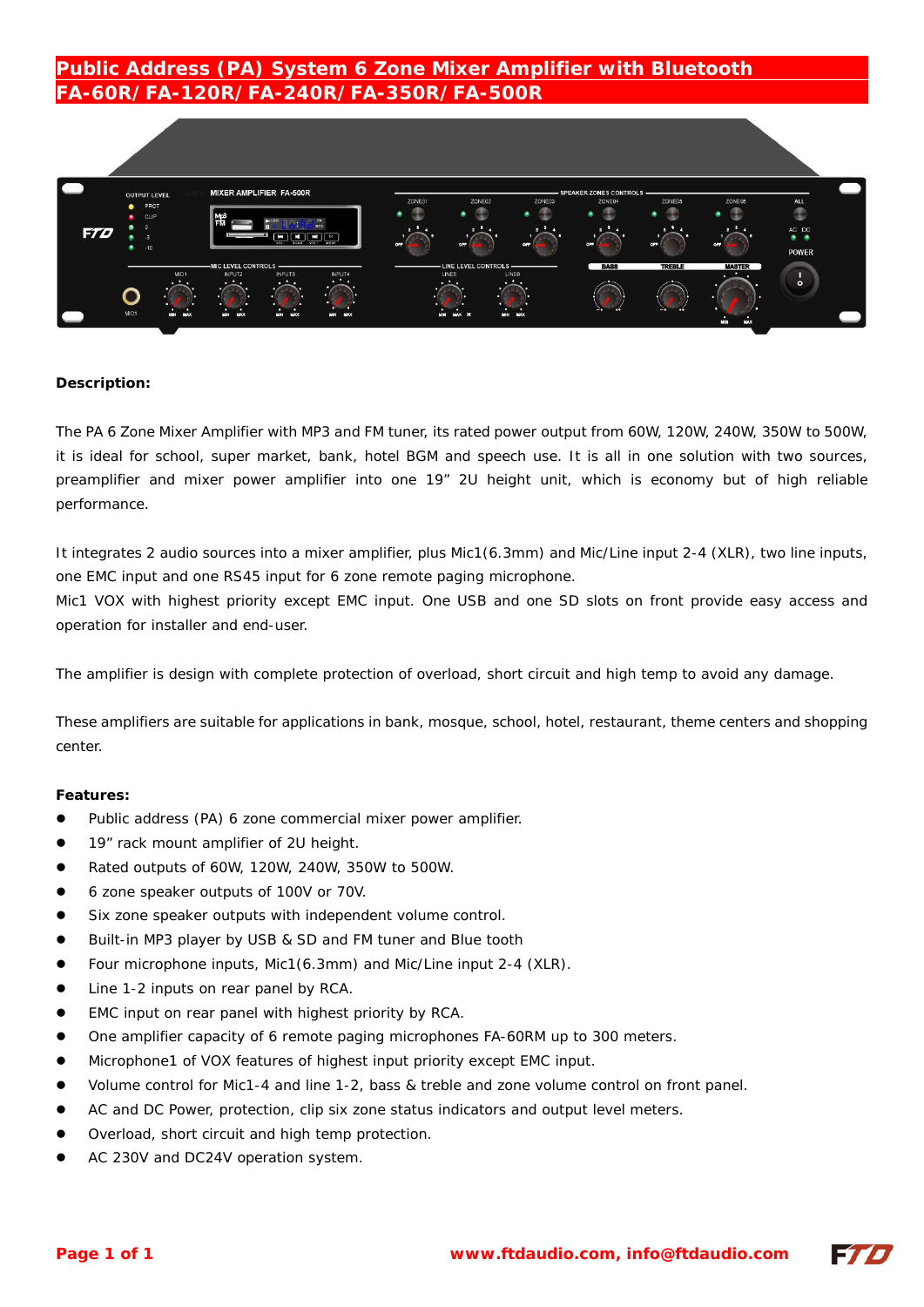# Public Address (PA) System 6 Zone Mixer Amplifier with Bluetooth FA-60R/ FA-120R/ FA-240R/ FA-350R/ FA-500R

**Description:**

The PA 6 Zone Mixer Amplifier with MP3 and FM tuner, its rated power output from 60W, 120W, 240W, 350W to 500W, it is ideal for school, super market, bank, hotel BGM and speech use. It is all in one solution with two sources, preamplifier and mixer power amplifier into one 19" 2U height unit, which is economy but of high reliable performance.

It integrates 2 audio sources into a mixer amplifier, plus Mic1(6.3mm) and Mic/Line input 2-4 (XLR), two line inputs, one EMC input and one RS45 input for 6 zone remote paging microphone.
Mic1 VOX with highest priority except EMC input. One USB and one SD slots on front provide easy access and operation for installer and end-user.

The amplifier is design with complete protection of overload, short circuit and high temp to avoid any damage.

These amplifiers are suitable for applications in bank, mosque, school, hotel, restaurant, theme centers and shopping center.

**Features:**

- Public address (PA) 6 zone commercial mixer power amplifier.
- 19" rack mount amplifier of 2U height.
- Rated outputs of 60W, 120W, 240W, 350W to 500W.
- 6 zone speaker outputs of 100V or 70V.
- Six zone speaker outputs with independent volume control.
- Built-in MP3 player by USB & SD and FM tuner and Blue tooth
- Four microphone inputs, Mic1(6.3mm) and Mic/Line input 2-4 (XLR).
- Line 1-2 inputs on rear panel by RCA.
- EMC input on rear panel with highest priority by RCA.
- One amplifier capacity of 6 remote paging microphones FA-60RM up to 300 meters.
- Microphone1 of VOX features of highest input priority except EMC input.
- Volume control for Mic1-4 and line 1-2, bass & treble and zone volume control on front panel.
- AC and DC Power, protection, clip six zone status indicators and output level meters.
- Overload, short circuit and high temp protection.
- AC 230V and DC24V operation system.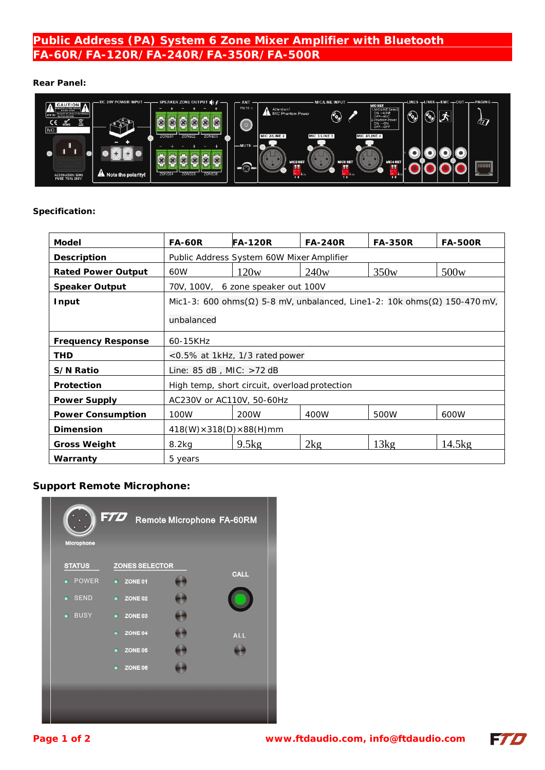# Public Address (PA) System 6 Zone Mixer Amplifier with Bluetooth FA-60R/ FA-120R/ FA-240R/ FA-350R/ FA-500R

**Rear Panel:**

**Specification:**

| **Model** | **FA-60R** | **FA-120R** | **FA-240R** | **FA-350R** | **FA-500R** |
|---|---|---|---|---|---|
| **Description** | Public Address System 60W Mixer Amplifier | | | | |
| **Rated Power Output** | 60W | 120w | 240w | 350w | 500w |
| **Speaker Output** | 70V, 100V, 6 zone speaker out 100V | | | | |
| **Input** | Mic1-3: 600 ohms(Ω) 5-8 mV, unbalanced, Line1-2: 10k ohms(Ω) 150-470 mV, unbalanced | | | | |
| **Frequency Response** | 60-15KHz | | | | |
| **THD** | <0.5% at 1kHz, 1/3 rated power | | | | |
| **S/N Ratio** | Line: 85 dB , MIC: >72 dB | | | | |
| **Protection** | High temp, short circuit, overload protection | | | | |
| **Power Supply** | AC230V or AC110V, 50-60Hz | | | | |
| **Power Consumption** | 100W | 200W | 400W | 500W | 600W |
| **Dimension** | 418(W)×318(D)×88(H)mm | | | | |
| **Gross Weight** | 8.2kg | 9.5kg | 2kg | 13kg | 14.5kg |
| **Warranty** | 5 years | | | | |

## Support Remote Microphone: